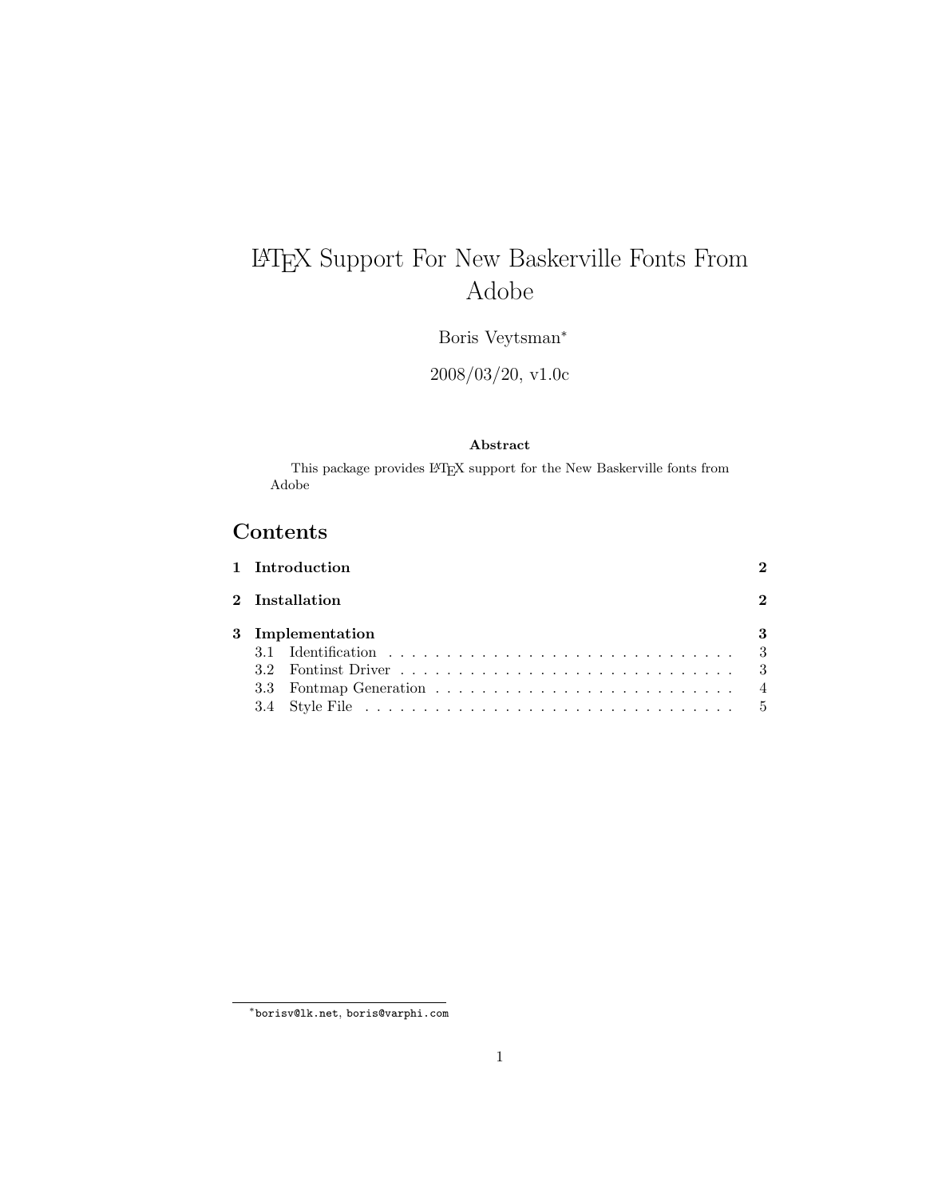# LaTeX Support For New Baskerville Fonts From Adobe

Boris Veytsman*

2008/03/20, v1.0c

**Abstract**

This package provides LaTeX support for the New Baskerville fonts from Adobe

## Contents

| | | |
|---|---|---|
| **1** | **Introduction** | **2** |
| **2** | **Installation** | **2** |
| **3** | **Implementation** | **3** |
| 3.1 | Identification | 3 |
| 3.2 | Fontinst Driver | 3 |
| 3.3 | Fontmap Generation | 4 |
| 3.4 | Style File | 5 |

*borisv@lk.net, boris@varphi.com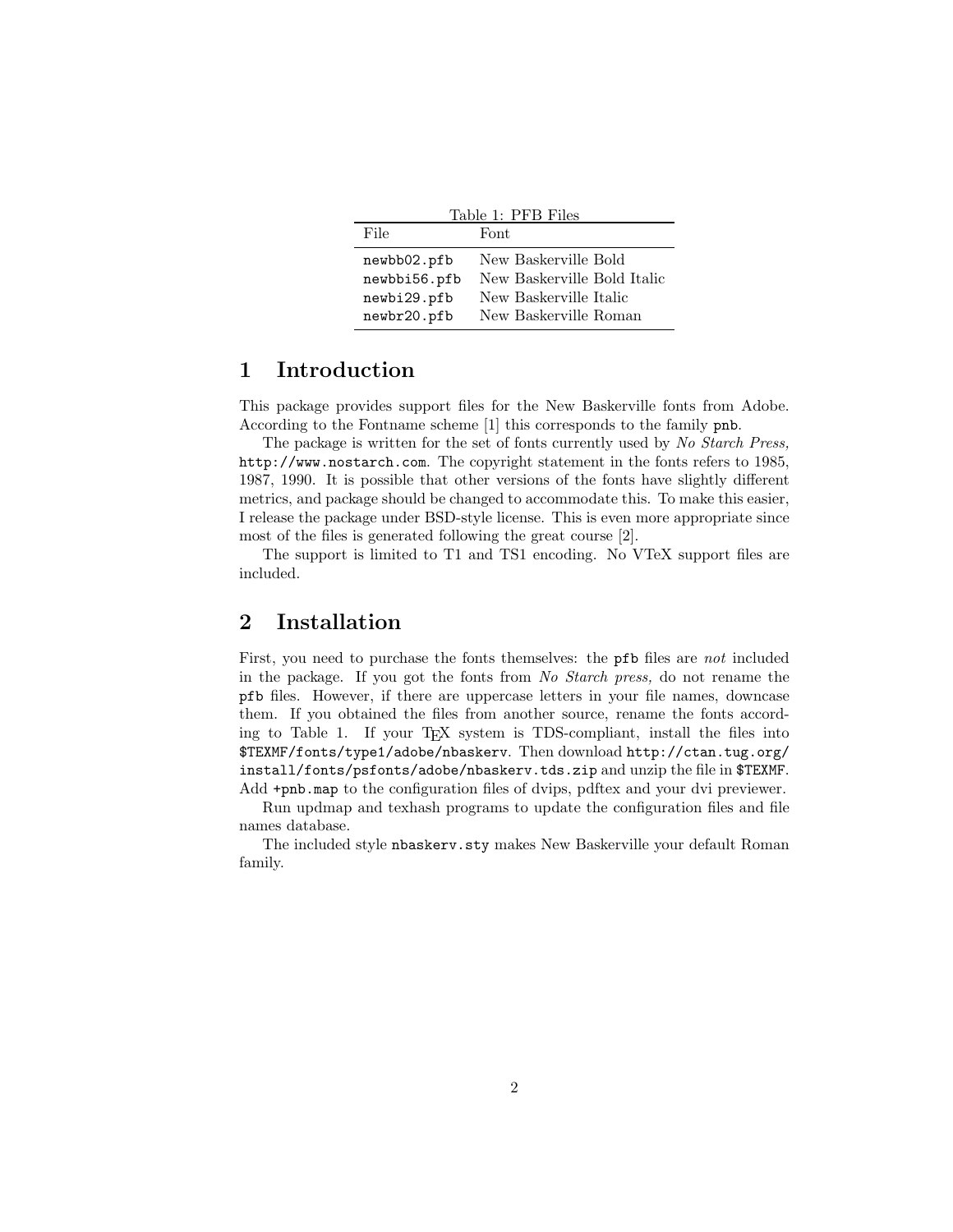Table 1: PFB Files

| File | Font |
|---|---|
| `newbb02.pfb` | New Baskerville Bold |
| `newbbi56.pfb` | New Baskerville Bold Italic |
| `newbi29.pfb` | New Baskerville Italic |
| `newbr20.pfb` | New Baskerville Roman |

# 1 Introduction

This package provides support files for the New Baskerville fonts from Adobe. According to the Fontname scheme [1] this corresponds to the family `pnb`.

The package is written for the set of fonts currently used by *No Starch Press,* `http://www.nostarch.com`. The copyright statement in the fonts refers to 1985, 1987, 1990. It is possible that other versions of the fonts have slightly different metrics, and package should be changed to accommodate this. To make this easier, I release the package under BSD-style license. This is even more appropriate since most of the files is generated following the great course [2].

The support is limited to T1 and TS1 encoding. No VTeX support files are included.

# 2 Installation

First, you need to purchase the fonts themselves: the `pfb` files are *not* included in the package. If you got the fonts from *No Starch press,* do not rename the `pfb` files. However, if there are uppercase letters in your file names, downcase them. If you obtained the files from another source, rename the fonts according to Table 1. If your TEX system is TDS-compliant, install the files into `$TEXMF/fonts/type1/adobe/nbaskerv`. Then download `http://ctan.tug.org/install/fonts/psfonts/adobe/nbaskerv.tds.zip` and unzip the file in `$TEXMF`. Add `+pnb.map` to the configuration files of dvips, pdftex and your dvi previewer.

Run updmap and texhash programs to update the configuration files and file names database.

The included style `nbaskerv.sty` makes New Baskerville your default Roman family.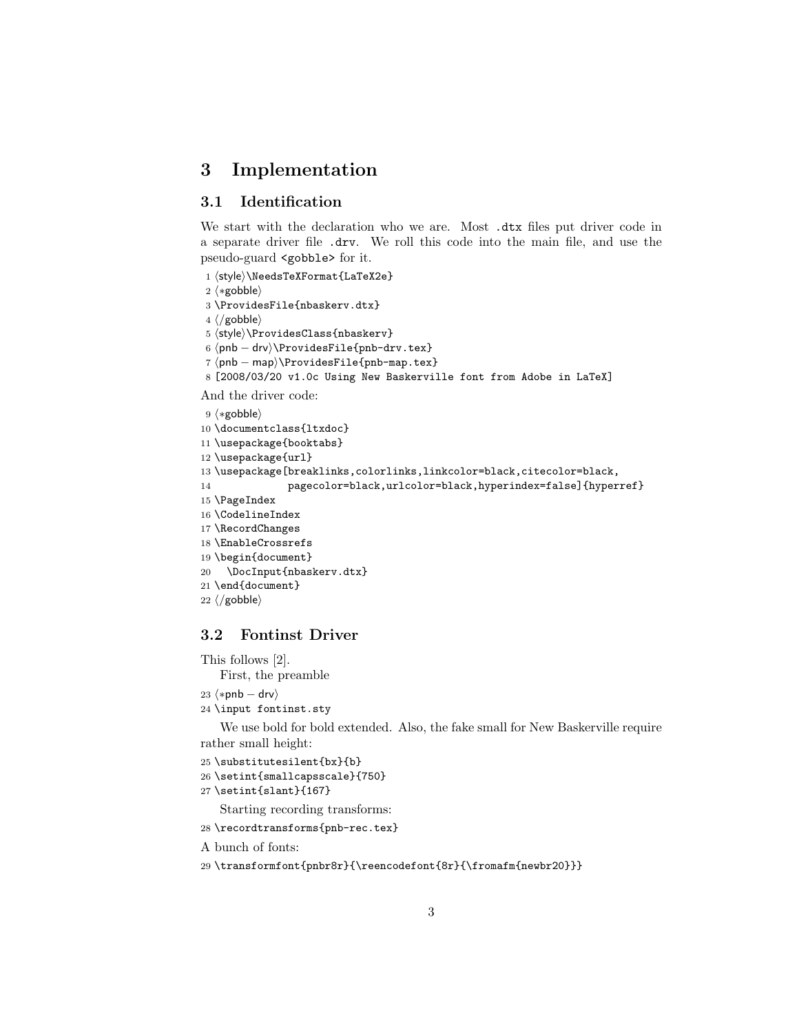# 3 Implementation

## 3.1 Identification

We start with the declaration who we are. Most .dtx files put driver code in a separate driver file .drv. We roll this code into the main file, and use the pseudo-guard <gobble> for it.

```
1 ⟨style⟩\NeedsTeXFormat{LaTeX2e}
2 ⟨*gobble⟩
3 \ProvidesFile{nbaskerv.dtx}
4 ⟨/gobble⟩
5 ⟨style⟩\ProvidesClass{nbaskerv}
6 ⟨pnb − drv⟩\ProvidesFile{pnb-drv.tex}
7 ⟨pnb − map⟩\ProvidesFile{pnb-map.tex}
8 [2008/03/20 v1.0c Using New Baskerville font from Adobe in LaTeX]
```

And the driver code:

```
9 ⟨*gobble⟩
10 \documentclass{ltxdoc}
11 \usepackage{booktabs}
12 \usepackage{url}
13 \usepackage[breaklinks,colorlinks,linkcolor=black,citecolor=black,
14             pagecolor=black,urlcolor=black,hyperindex=false]{hyperref}
15 \PageIndex
16 \CodelineIndex
17 \RecordChanges
18 \EnableCrossrefs
19 \begin{document}
20   \DocInput{nbaskerv.dtx}
21 \end{document}
22 ⟨/gobble⟩
```

## 3.2 Fontinst Driver

This follows [2].

First, the preamble

```
23 ⟨*pnb − drv⟩
24 \input fontinst.sty
```

We use bold for bold extended. Also, the fake small for New Baskerville require rather small height:

```
25 \substitutesilent{bx}{b}
26 \setint{smallcapsscale}{750}
27 \setint{slant}{167}
```

Starting recording transforms:

```
28 \recordtransforms{pnb-rec.tex}
```

A bunch of fonts:

```
29 \transformfont{pnbr8r}{\reencodefont{8r}{\fromafm{newbr20}}}
```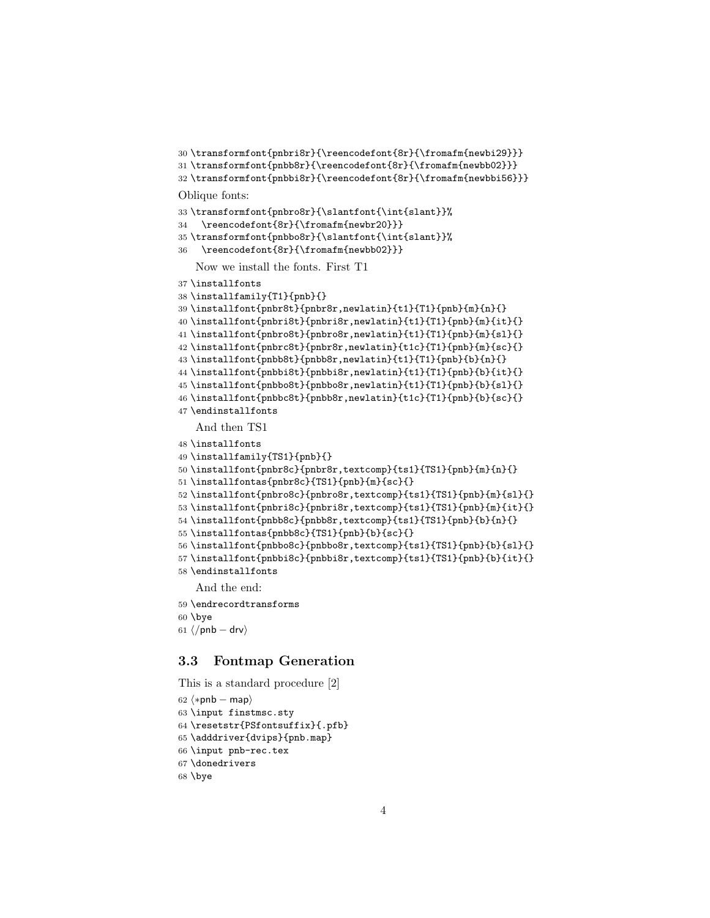```
30 \transformfont{pnbri8r}{\reencodefont{8r}{\fromafm{newbi29}}}
31 \transformfont{pnbb8r}{\reencodefont{8r}{\fromafm{newbb02}}}
32 \transformfont{pnbbi8r}{\reencodefont{8r}{\fromafm{newbbi56}}}
```

Oblique fonts:

```
33 \transformfont{pnbro8r}{\slantfont{\int{slant}}%
34   \reencodefont{8r}{\fromafm{newbr20}}}
35 \transformfont{pnbbo8r}{\slantfont{\int{slant}}%
36   \reencodefont{8r}{\fromafm{newbb02}}}
```

Now we install the fonts. First T1

```
37 \installfonts
38 \installfamily{T1}{pnb}{}
39 \installfont{pnbr8t}{pnbr8r,newlatin}{t1}{T1}{pnb}{m}{n}{}
40 \installfont{pnbri8t}{pnbri8r,newlatin}{t1}{T1}{pnb}{m}{it}{}
41 \installfont{pnbro8t}{pnbro8r,newlatin}{t1}{T1}{pnb}{m}{sl}{}
42 \installfont{pnbrc8t}{pnbr8r,newlatin}{t1c}{T1}{pnb}{m}{sc}{}
43 \installfont{pnbb8t}{pnbb8r,newlatin}{t1}{T1}{pnb}{b}{n}{}
44 \installfont{pnbbi8t}{pnbbi8r,newlatin}{t1}{T1}{pnb}{b}{it}{}
45 \installfont{pnbbo8t}{pnbbo8r,newlatin}{t1}{T1}{pnb}{b}{sl}{}
46 \installfont{pnbbc8t}{pnbb8r,newlatin}{t1c}{T1}{pnb}{b}{sc}{}
47 \endinstallfonts
```

And then TS1

```
48 \installfonts
49 \installfamily{TS1}{pnb}{}
50 \installfont{pnbr8c}{pnbr8r,textcomp}{ts1}{TS1}{pnb}{m}{n}{}
51 \installfontas{pnbr8c}{TS1}{pnb}{m}{sc}{}
52 \installfont{pnbro8c}{pnbro8r,textcomp}{ts1}{TS1}{pnb}{m}{sl}{}
53 \installfont{pnbri8c}{pnbri8r,textcomp}{ts1}{TS1}{pnb}{m}{it}{}
54 \installfont{pnbb8c}{pnbb8r,textcomp}{ts1}{TS1}{pnb}{b}{n}{}
55 \installfontas{pnbb8c}{TS1}{pnb}{b}{sc}{}
56 \installfont{pnbbo8c}{pnbbo8r,textcomp}{ts1}{TS1}{pnb}{b}{sl}{}
57 \installfont{pnbbi8c}{pnbbi8r,textcomp}{ts1}{TS1}{pnb}{b}{it}{}
58 \endinstallfonts
```

And the end:

```
59 \endrecordtransforms
60 \bye
61 ⟨/pnb − drv⟩
```

### 3.3 Fontmap Generation

This is a standard procedure [2]

```
62 ⟨*pnb − map⟩
63 \input finstmsc.sty
64 \resetstr{PSfontsuffix}{.pfb}
65 \adddriver{dvips}{pnb.map}
66 \input pnb-rec.tex
67 \donedrivers
68 \bye
```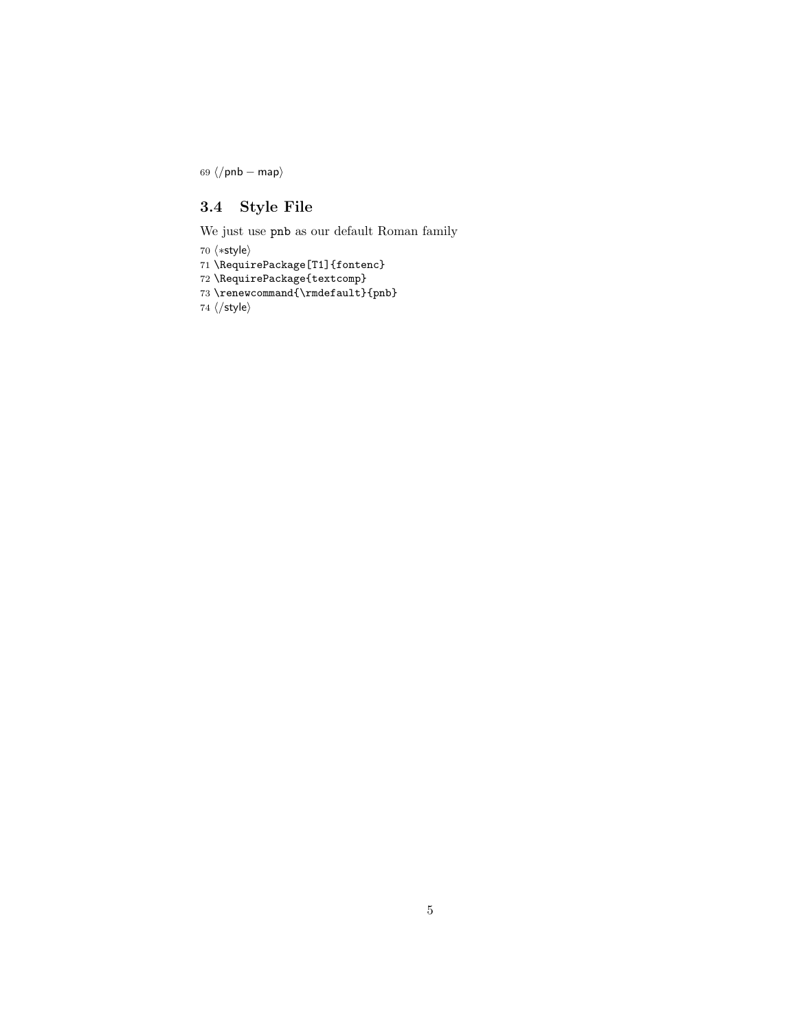```
69 ⟨/pnb − map⟩
```

### 3.4 Style File

We just use `pnb` as our default Roman family

```
70 ⟨*style⟩
71 \RequirePackage[T1]{fontenc}
72 \RequirePackage{textcomp}
73 \renewcommand{\rmdefault}{pnb}
74 ⟨/style⟩
```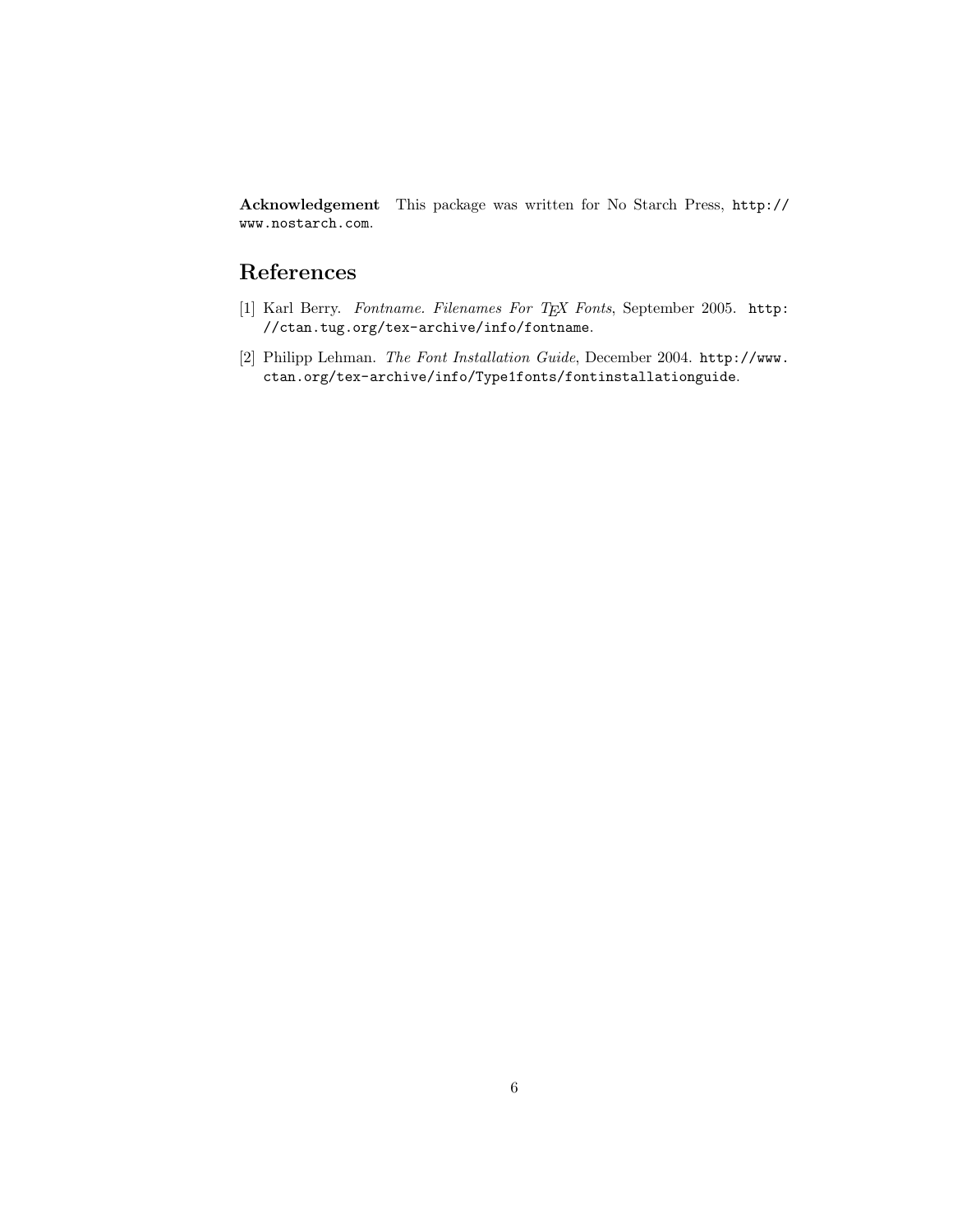**Acknowledgement** This package was written for No Starch Press, `http://www.nostarch.com`.

## References

[1] Karl Berry. *Fontname. Filenames For TEX Fonts*, September 2005. `http://ctan.tug.org/tex-archive/info/fontname`.

[2] Philipp Lehman. *The Font Installation Guide*, December 2004. `http://www.ctan.org/tex-archive/info/Type1fonts/fontinstallationguide`.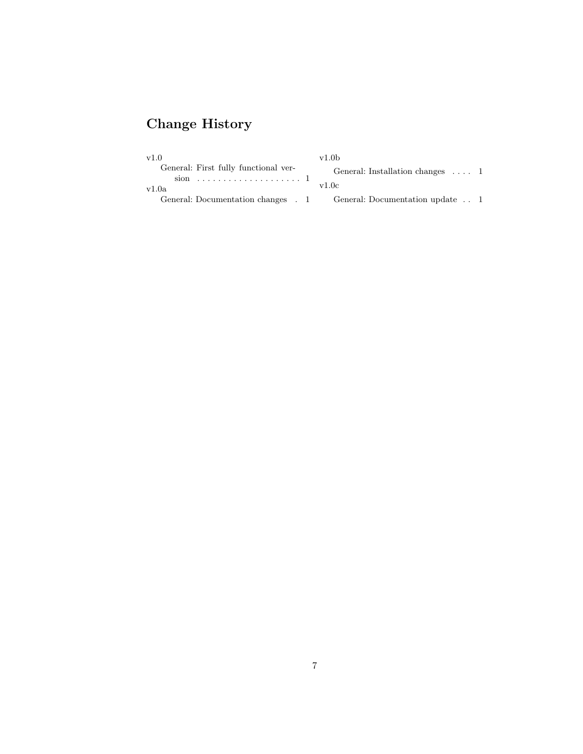# Change History

v1.0

General: First fully functional version . . . . . . . . . . . . . . . . . . . . . 1

v1.0a

General: Documentation changes . 1

v1.0b

General: Installation changes . . . . 1

v1.0c

General: Documentation update . . 1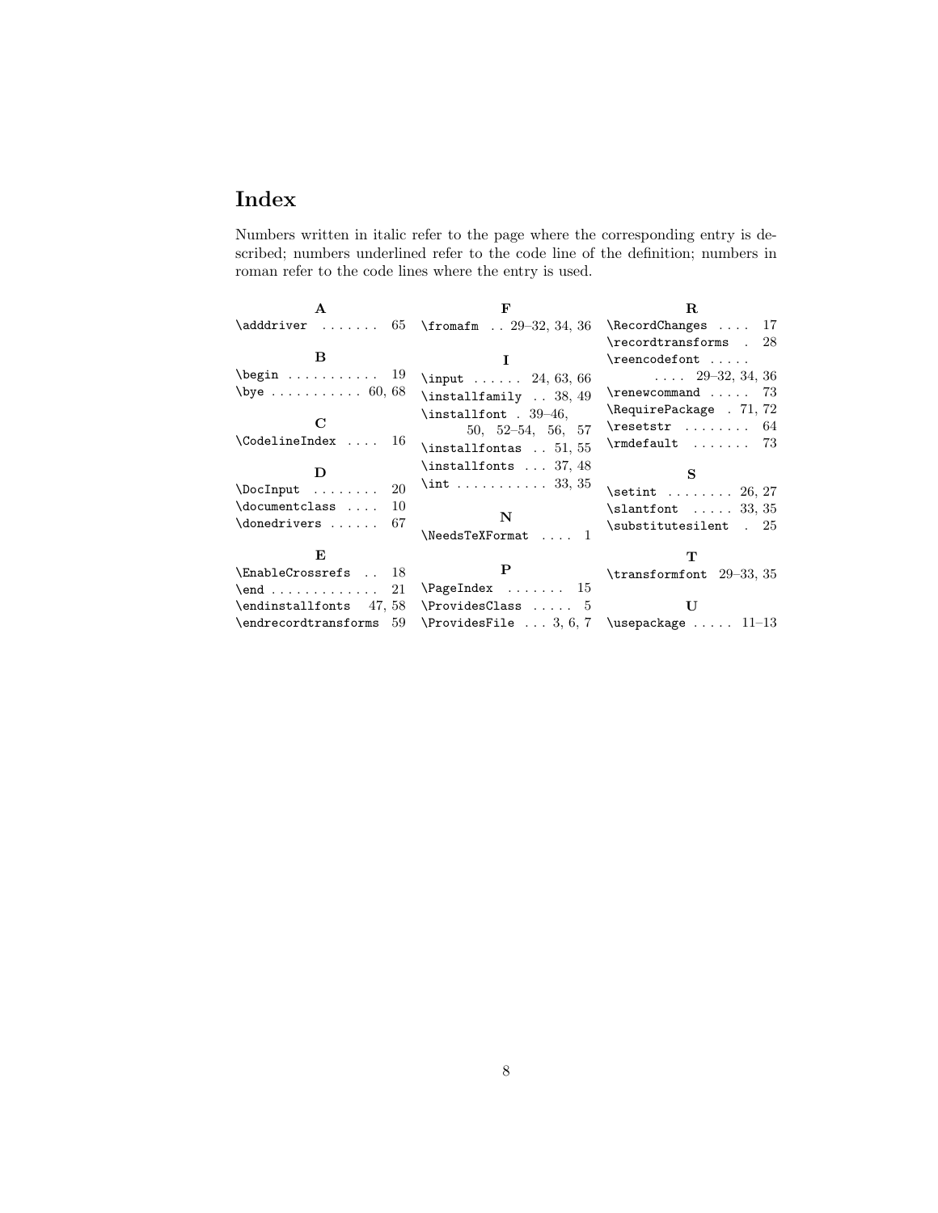# Index

Numbers written in italic refer to the page where the corresponding entry is described; numbers underlined refer to the code line of the definition; numbers in roman refer to the code lines where the entry is used.

**A**

\adddriver . . . . . . . 65

**B**

\begin . . . . . . . . . . . 19
\bye . . . . . . . . . . . 60, 68

**C**

\CodelineIndex . . . . 16

**D**

\DocInput . . . . . . . . 20
\documentclass . . . . 10
\donedrivers . . . . . . 67

**E**

\EnableCrossrefs . . 18
\end . . . . . . . . . . . . . 21
\endinstallfonts 47, 58
\endrecordtransforms 59

**F**

\fromafm . . 29–32, 34, 36

**I**

\input . . . . . . 24, 63, 66
\installfamily . . 38, 49
\installfont . 39–46, 50, 52–54, 56, 57
\installfontas . . 51, 55
\installfonts . . . 37, 48
\int . . . . . . . . . . . 33, 35

**N**

\NeedsTeXFormat . . . . 1

**P**

\PageIndex . . . . . . . 15
\ProvidesClass . . . . . 5
\ProvidesFile . . . 3, 6, 7

**R**

\RecordChanges . . . . 17
\recordtransforms . 28
\reencodefont . . . . . . . . . 29–32, 34, 36
\renewcommand . . . . . 73
\RequirePackage . 71, 72
\resetstr . . . . . . . . 64
\rmdefault . . . . . . . 73

**S**

\setint . . . . . . . . 26, 27
\slantfont . . . . . 33, 35
\substitutesilent . 25

**T**

\transformfont 29–33, 35

**U**

\usepackage . . . . . 11–13